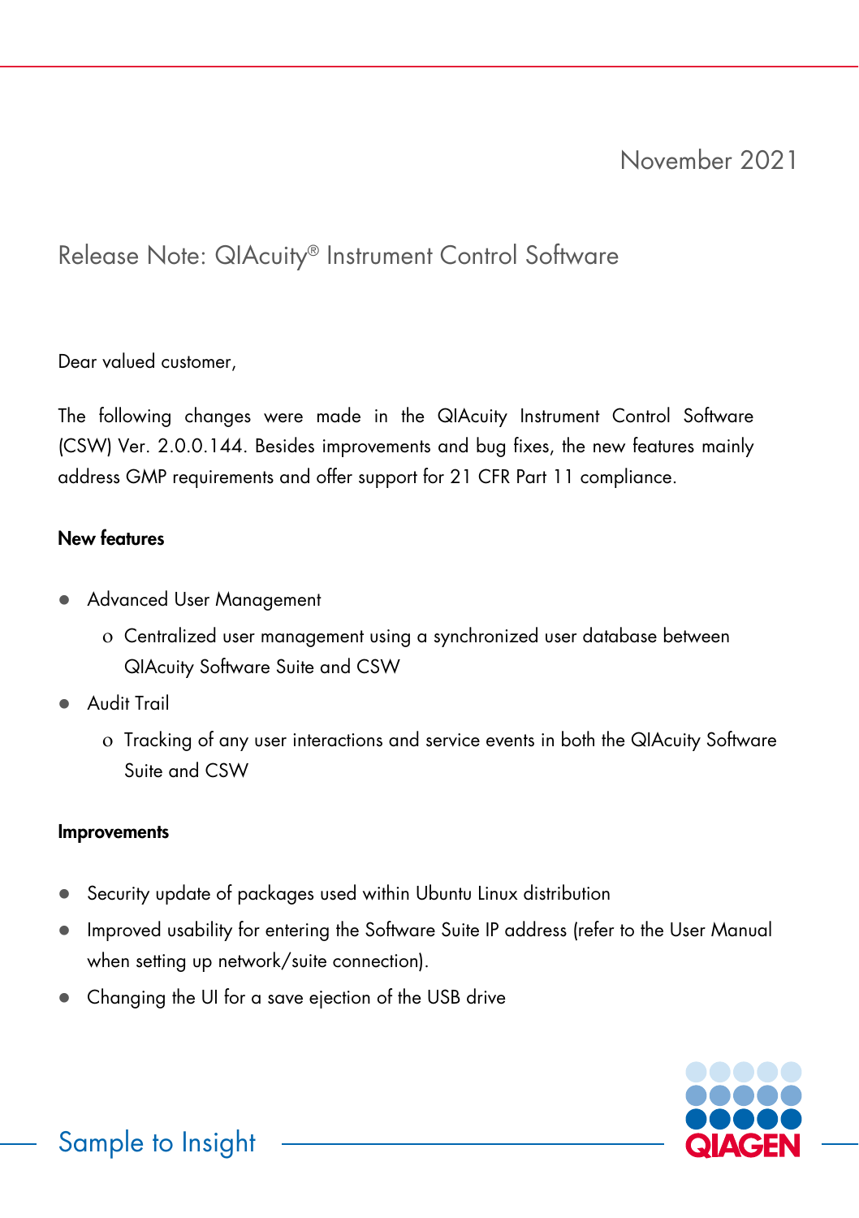November 2021

# Release Note: QIAcuity® Instrument Control Software

Dear valued customer,

The following changes were made in the QIAcuity Instrument Control Software (CSW) Ver. 2.0.0.144. Besides improvements and bug fixes, the new features mainly address GMP requirements and offer support for 21 CFR Part 11 compliance.

**New features**

- Advanced User Management
  - Centralized user management using a synchronized user database between QIAcuity Software Suite and CSW
- Audit Trail
  - Tracking of any user interactions and service events in both the QIAcuity Software Suite and CSW

**Improvements**

- Security update of packages used within Ubuntu Linux distribution
- Improved usability for entering the Software Suite IP address (refer to the User Manual when setting up network/suite connection).
- Changing the UI for a save ejection of the USB drive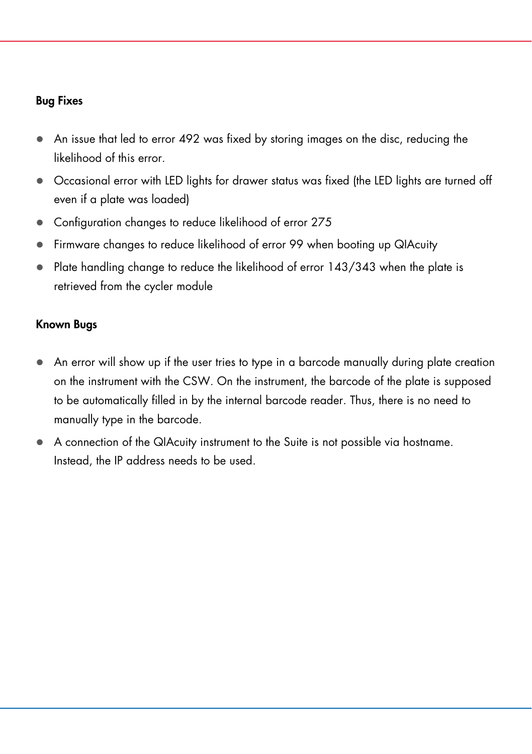### Bug Fixes

- An issue that led to error 492 was fixed by storing images on the disc, reducing the likelihood of this error.
- Occasional error with LED lights for drawer status was fixed (the LED lights are turned off even if a plate was loaded)
- Configuration changes to reduce likelihood of error 275
- Firmware changes to reduce likelihood of error 99 when booting up QIAcuity
- Plate handling change to reduce the likelihood of error 143/343 when the plate is retrieved from the cycler module

### Known Bugs

- An error will show up if the user tries to type in a barcode manually during plate creation on the instrument with the CSW. On the instrument, the barcode of the plate is supposed to be automatically filled in by the internal barcode reader. Thus, there is no need to manually type in the barcode.
- A connection of the QIAcuity instrument to the Suite is not possible via hostname. Instead, the IP address needs to be used.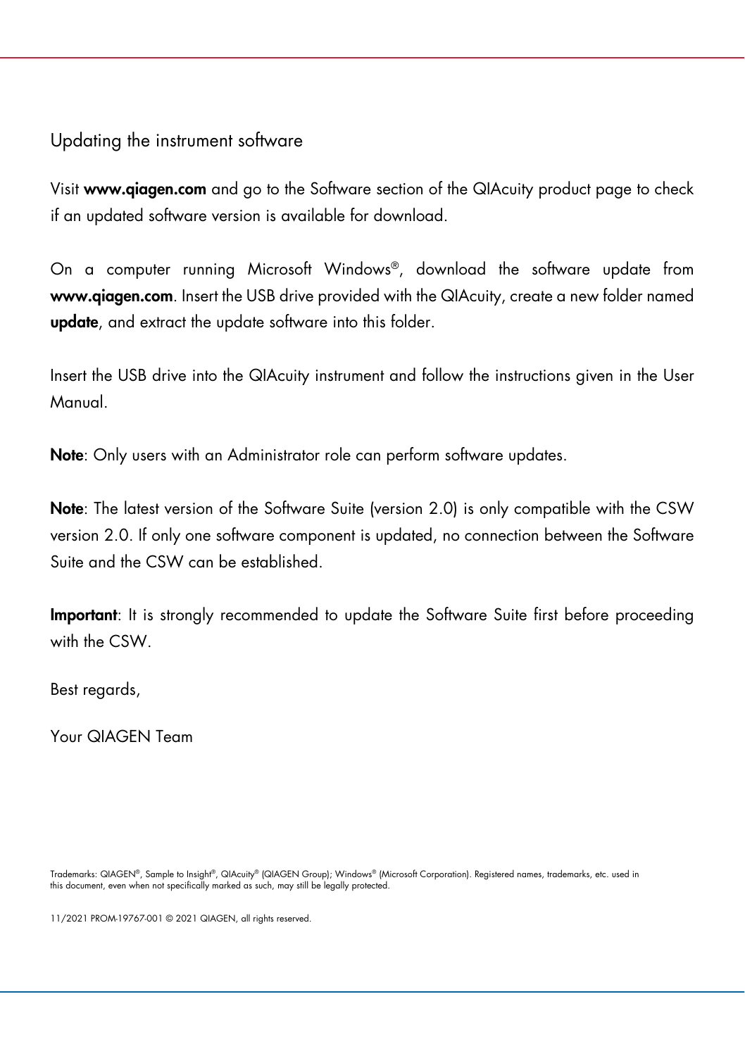## Updating the instrument software

Visit **www.qiagen.com** and go to the Software section of the QIAcuity product page to check if an updated software version is available for download.

On a computer running Microsoft Windows®, download the software update from **www.qiagen.com**. Insert the USB drive provided with the QIAcuity, create a new folder named **update**, and extract the update software into this folder.

Insert the USB drive into the QIAcuity instrument and follow the instructions given in the User Manual.

**Note**: Only users with an Administrator role can perform software updates.

**Note**: The latest version of the Software Suite (version 2.0) is only compatible with the CSW version 2.0. If only one software component is updated, no connection between the Software Suite and the CSW can be established.

**Important**: It is strongly recommended to update the Software Suite first before proceeding with the CSW.

Best regards,

Your QIAGEN Team

Trademarks: QIAGEN®, Sample to Insight®, QIAcuity® (QIAGEN Group); Windows® (Microsoft Corporation). Registered names, trademarks, etc. used in this document, even when not specifically marked as such, may still be legally protected.

11/2021 PROM-19767-001 © 2021 QIAGEN, all rights reserved.